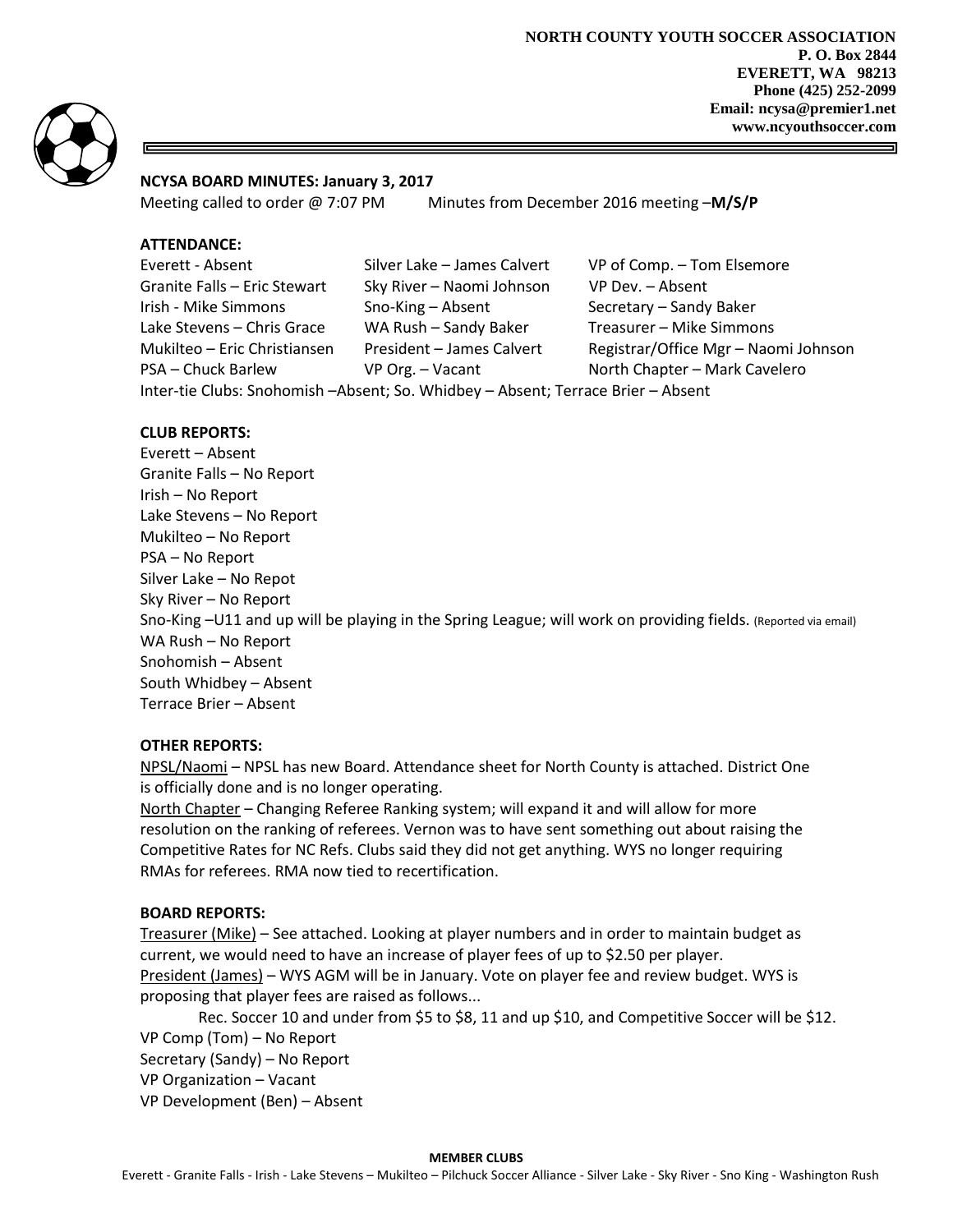**NORTH COUNTY YOUTH SOCCER ASSOCIATION**
**P. O. Box 2844**
**EVERETT, WA 98213**
**Phone (425) 252-2099**
**Email: ncysa@premier1.net**
**www.ncyouthsoccer.com**

**NCYSA BOARD MINUTES: January 3, 2017**

Meeting called to order @ 7:07 PM          Minutes from December 2016 meeting –**M/S/P**

**ATTENDANCE:**

| | | |
|---|---|---|
| Everett - Absent | Silver Lake – James Calvert | VP of Comp. – Tom Elsemore |
| Granite Falls – Eric Stewart | Sky River – Naomi Johnson | VP Dev. – Absent |
| Irish - Mike Simmons | Sno-King – Absent | Secretary – Sandy Baker |
| Lake Stevens – Chris Grace | WA Rush – Sandy Baker | Treasurer – Mike Simmons |
| Mukilteo – Eric Christiansen | President – James Calvert | Registrar/Office Mgr – Naomi Johnson |
| PSA – Chuck Barlew | VP Org. – Vacant | North Chapter – Mark Cavelero |

Inter-tie Clubs: Snohomish –Absent; So. Whidbey – Absent; Terrace Brier – Absent

**CLUB REPORTS:**

Everett – Absent
Granite Falls – No Report
Irish – No Report
Lake Stevens – No Report
Mukilteo – No Report
PSA – No Report
Silver Lake – No Repot
Sky River – No Report
Sno-King –U11 and up will be playing in the Spring League; will work on providing fields. (Reported via email)
WA Rush – No Report
Snohomish – Absent
South Whidbey – Absent
Terrace Brier – Absent

**OTHER REPORTS:**

NPSL/Naomi – NPSL has new Board. Attendance sheet for North County is attached. District One is officially done and is no longer operating.

North Chapter – Changing Referee Ranking system; will expand it and will allow for more resolution on the ranking of referees. Vernon was to have sent something out about raising the Competitive Rates for NC Refs. Clubs said they did not get anything. WYS no longer requiring RMAs for referees. RMA now tied to recertification.

**BOARD REPORTS:**

Treasurer (Mike) – See attached. Looking at player numbers and in order to maintain budget as current, we would need to have an increase of player fees of up to $2.50 per player.

President (James) – WYS AGM will be in January. Vote on player fee and review budget. WYS is proposing that player fees are raised as follows...

Rec. Soccer 10 and under from $5 to $8, 11 and up $10, and Competitive Soccer will be $12.

VP Comp (Tom) – No Report
Secretary (Sandy) – No Report
VP Organization – Vacant
VP Development (Ben) – Absent

**MEMBER CLUBS**

Everett - Granite Falls - Irish - Lake Stevens – Mukilteo – Pilchuck Soccer Alliance - Silver Lake - Sky River - Sno King - Washington Rush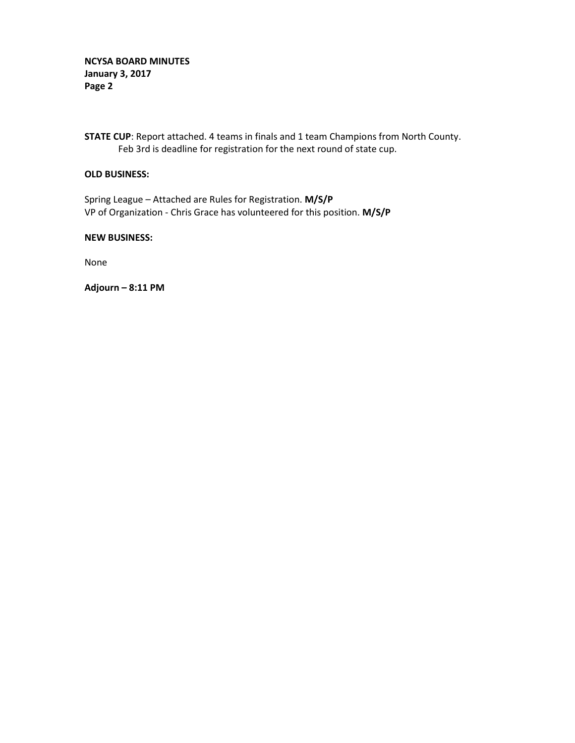**STATE CUP**: Report attached. 4 teams in finals and 1 team Champions from North County.
Feb 3rd is deadline for registration for the next round of state cup.

**OLD BUSINESS:**

Spring League – Attached are Rules for Registration. **M/S/P**
VP of Organization - Chris Grace has volunteered for this position. **M/S/P**

**NEW BUSINESS:**

None

**Adjourn – 8:11 PM**